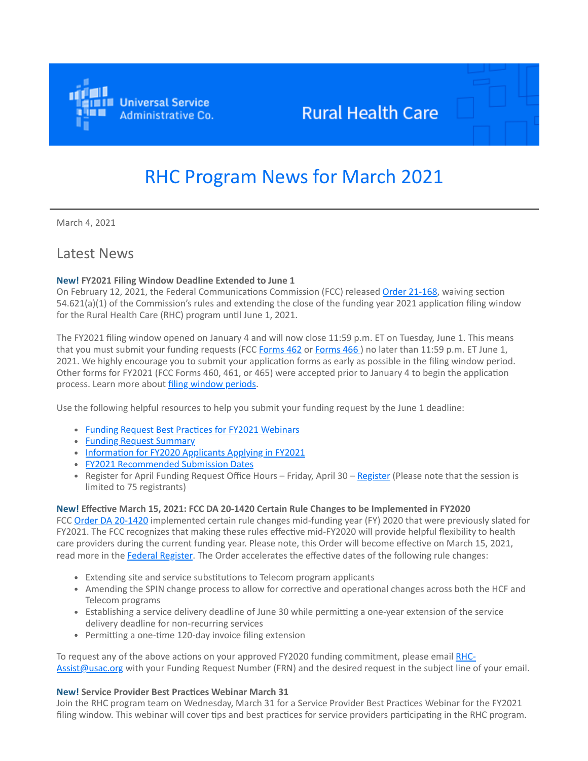Universal Service Administrative Co.

Rural Health Care

# RHC Program News for March 2021

March 4, 2021

## Latest News

**New! FY2021 Filing Window Deadline Extended to June 1**
On February 12, 2021, the Federal Communications Commission (FCC) released [Order 21-168](), waiving section 54.621(a)(1) of the Commission's rules and extending the close of the funding year 2021 application filing window for the Rural Health Care (RHC) program until June 1, 2021.

The FY2021 filing window opened on January 4 and will now close 11:59 p.m. ET on Tuesday, June 1. This means that you must submit your funding requests (FCC [Forms 462]() or [Forms 466]() ) no later than 11:59 p.m. ET June 1, 2021. We highly encourage you to submit your application forms as early as possible in the filing window period. Other forms for FY2021 (FCC Forms 460, 461, or 465) were accepted prior to January 4 to begin the application process. Learn more about [filing window periods]().

Use the following helpful resources to help you submit your funding request by the June 1 deadline:

- [Funding Request Best Practices for FY2021 Webinars]()
- [Funding Request Summary]()
- [Information for FY2020 Applicants Applying in FY2021]()
- [FY2021 Recommended Submission Dates]()
- Register for April Funding Request Office Hours – Friday, April 30 – [Register]() (Please note that the session is limited to 75 registrants)

**New! Effective March 15, 2021: FCC DA 20-1420 Certain Rule Changes to be Implemented in FY2020**
FCC [Order DA 20-1420]() implemented certain rule changes mid-funding year (FY) 2020 that were previously slated for FY2021. The FCC recognizes that making these rules effective mid-FY2020 will provide helpful flexibility to health care providers during the current funding year. Please note, this Order will become effective on March 15, 2021, read more in the [Federal Register](). The Order accelerates the effective dates of the following rule changes:

- Extending site and service substitutions to Telecom program applicants
- Amending the SPIN change process to allow for corrective and operational changes across both the HCF and Telecom programs
- Establishing a service delivery deadline of June 30 while permitting a one-year extension of the service delivery deadline for non-recurring services
- Permitting a one-time 120-day invoice filing extension

To request any of the above actions on your approved FY2020 funding commitment, please email [RHC-Assist@usac.org]() with your Funding Request Number (FRN) and the desired request in the subject line of your email.

**New! Service Provider Best Practices Webinar March 31**
Join the RHC program team on Wednesday, March 31 for a Service Provider Best Practices Webinar for the FY2021 filing window. This webinar will cover tips and best practices for service providers participating in the RHC program.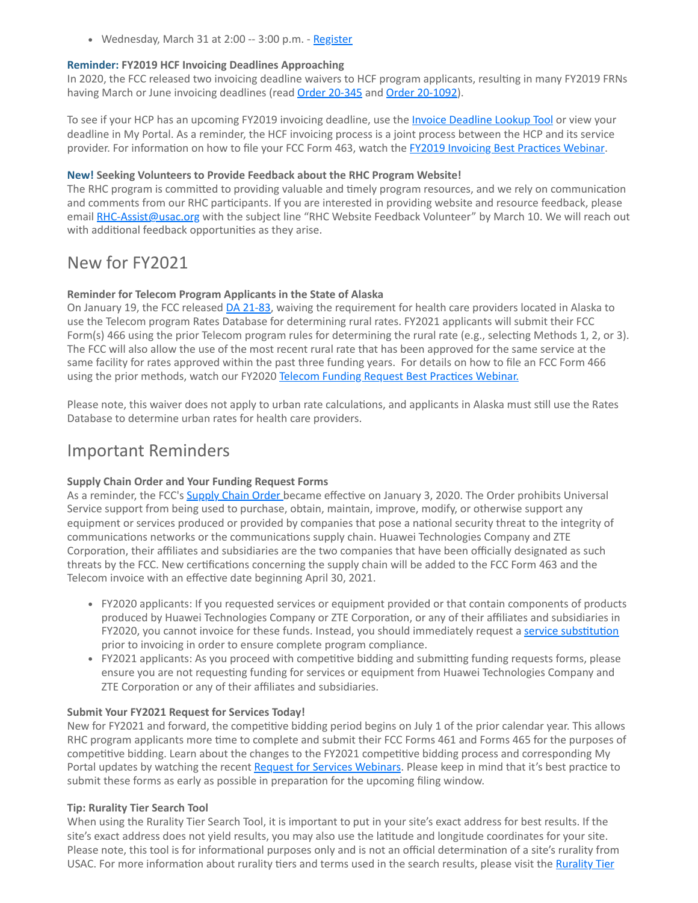- Wednesday, March 31 at 2:00 -- 3:00 p.m. - Register

**Reminder: FY2019 HCF Invoicing Deadlines Approaching**
In 2020, the FCC released two invoicing deadline waivers to HCF program applicants, resulting in many FY2019 FRNs having March or June invoicing deadlines (read Order 20-345 and Order 20-1092).

To see if your HCP has an upcoming FY2019 invoicing deadline, use the Invoice Deadline Lookup Tool or view your deadline in My Portal. As a reminder, the HCF invoicing process is a joint process between the HCP and its service provider. For information on how to file your FCC Form 463, watch the FY2019 Invoicing Best Practices Webinar.

**New! Seeking Volunteers to Provide Feedback about the RHC Program Website!**
The RHC program is committed to providing valuable and timely program resources, and we rely on communication and comments from our RHC participants. If you are interested in providing website and resource feedback, please email RHC-Assist@usac.org with the subject line "RHC Website Feedback Volunteer" by March 10. We will reach out with additional feedback opportunities as they arise.

## New for FY2021

**Reminder for Telecom Program Applicants in the State of Alaska**
On January 19, the FCC released DA 21-83, waiving the requirement for health care providers located in Alaska to use the Telecom program Rates Database for determining rural rates. FY2021 applicants will submit their FCC Form(s) 466 using the prior Telecom program rules for determining the rural rate (e.g., selecting Methods 1, 2, or 3). The FCC will also allow the use of the most recent rural rate that has been approved for the same service at the same facility for rates approved within the past three funding years. For details on how to file an FCC Form 466 using the prior methods, watch our FY2020 Telecom Funding Request Best Practices Webinar.

Please note, this waiver does not apply to urban rate calculations, and applicants in Alaska must still use the Rates Database to determine urban rates for health care providers.

## Important Reminders

**Supply Chain Order and Your Funding Request Forms**
As a reminder, the FCC's Supply Chain Order became effective on January 3, 2020. The Order prohibits Universal Service support from being used to purchase, obtain, maintain, improve, modify, or otherwise support any equipment or services produced or provided by companies that pose a national security threat to the integrity of communications networks or the communications supply chain. Huawei Technologies Company and ZTE Corporation, their affiliates and subsidiaries are the two companies that have been officially designated as such threats by the FCC. New certifications concerning the supply chain will be added to the FCC Form 463 and the Telecom invoice with an effective date beginning April 30, 2021.

- FY2020 applicants: If you requested services or equipment provided or that contain components of products produced by Huawei Technologies Company or ZTE Corporation, or any of their affiliates and subsidiaries in FY2020, you cannot invoice for these funds. Instead, you should immediately request a service substitution prior to invoicing in order to ensure complete program compliance.
- FY2021 applicants: As you proceed with competitive bidding and submitting funding requests forms, please ensure you are not requesting funding for services or equipment from Huawei Technologies Company and ZTE Corporation or any of their affiliates and subsidiaries.

**Submit Your FY2021 Request for Services Today!**
New for FY2021 and forward, the competitive bidding period begins on July 1 of the prior calendar year. This allows RHC program applicants more time to complete and submit their FCC Forms 461 and Forms 465 for the purposes of competitive bidding. Learn about the changes to the FY2021 competitive bidding process and corresponding My Portal updates by watching the recent Request for Services Webinars. Please keep in mind that it's best practice to submit these forms as early as possible in preparation for the upcoming filing window.

**Tip: Rurality Tier Search Tool**
When using the Rurality Tier Search Tool, it is important to put in your site's exact address for best results. If the site's exact address does not yield results, you may also use the latitude and longitude coordinates for your site. Please note, this tool is for informational purposes only and is not an official determination of a site's rurality from USAC. For more information about rurality tiers and terms used in the search results, please visit the Rurality Tier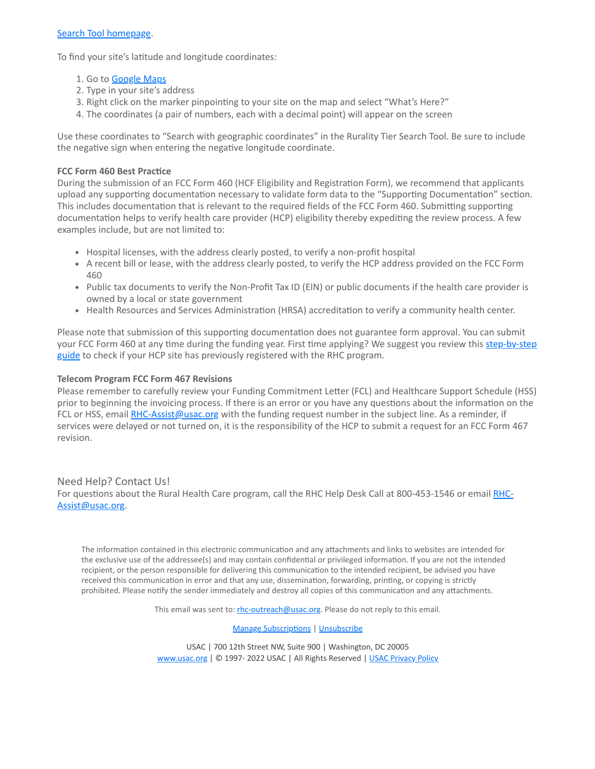Search Tool homepage.

To find your site's latitude and longitude coordinates:

1. Go to Google Maps
2. Type in your site's address
3. Right click on the marker pinpointing to your site on the map and select "What's Here?"
4. The coordinates (a pair of numbers, each with a decimal point) will appear on the screen

Use these coordinates to "Search with geographic coordinates" in the Rurality Tier Search Tool. Be sure to include the negative sign when entering the negative longitude coordinate.

**FCC Form 460 Best Practice**

During the submission of an FCC Form 460 (HCF Eligibility and Registration Form), we recommend that applicants upload any supporting documentation necessary to validate form data to the "Supporting Documentation" section. This includes documentation that is relevant to the required fields of the FCC Form 460. Submitting supporting documentation helps to verify health care provider (HCP) eligibility thereby expediting the review process. A few examples include, but are not limited to:

- Hospital licenses, with the address clearly posted, to verify a non-profit hospital
- A recent bill or lease, with the address clearly posted, to verify the HCP address provided on the FCC Form 460
- Public tax documents to verify the Non-Profit Tax ID (EIN) or public documents if the health care provider is owned by a local or state government
- Health Resources and Services Administration (HRSA) accreditation to verify a community health center.

Please note that submission of this supporting documentation does not guarantee form approval. You can submit your FCC Form 460 at any time during the funding year. First time applying? We suggest you review this step-by-step guide to check if your HCP site has previously registered with the RHC program.

**Telecom Program FCC Form 467 Revisions**

Please remember to carefully review your Funding Commitment Letter (FCL) and Healthcare Support Schedule (HSS) prior to beginning the invoicing process. If there is an error or you have any questions about the information on the FCL or HSS, email RHC-Assist@usac.org with the funding request number in the subject line. As a reminder, if services were delayed or not turned on, it is the responsibility of the HCP to submit a request for an FCC Form 467 revision.

## Need Help? Contact Us!

For questions about the Rural Health Care program, call the RHC Help Desk Call at 800-453-1546 or email RHC-Assist@usac.org.

The information contained in this electronic communication and any attachments and links to websites are intended for the exclusive use of the addressee(s) and may contain confidential or privileged information. If you are not the intended recipient, or the person responsible for delivering this communication to the intended recipient, be advised you have received this communication in error and that any use, dissemination, forwarding, printing, or copying is strictly prohibited. Please notify the sender immediately and destroy all copies of this communication and any attachments.

This email was sent to: rhc-outreach@usac.org. Please do not reply to this email.

Manage Subscriptions | Unsubscribe

USAC | 700 12th Street NW, Suite 900 | Washington, DC 20005
www.usac.org | © 1997- 2022 USAC | All Rights Reserved | USAC Privacy Policy